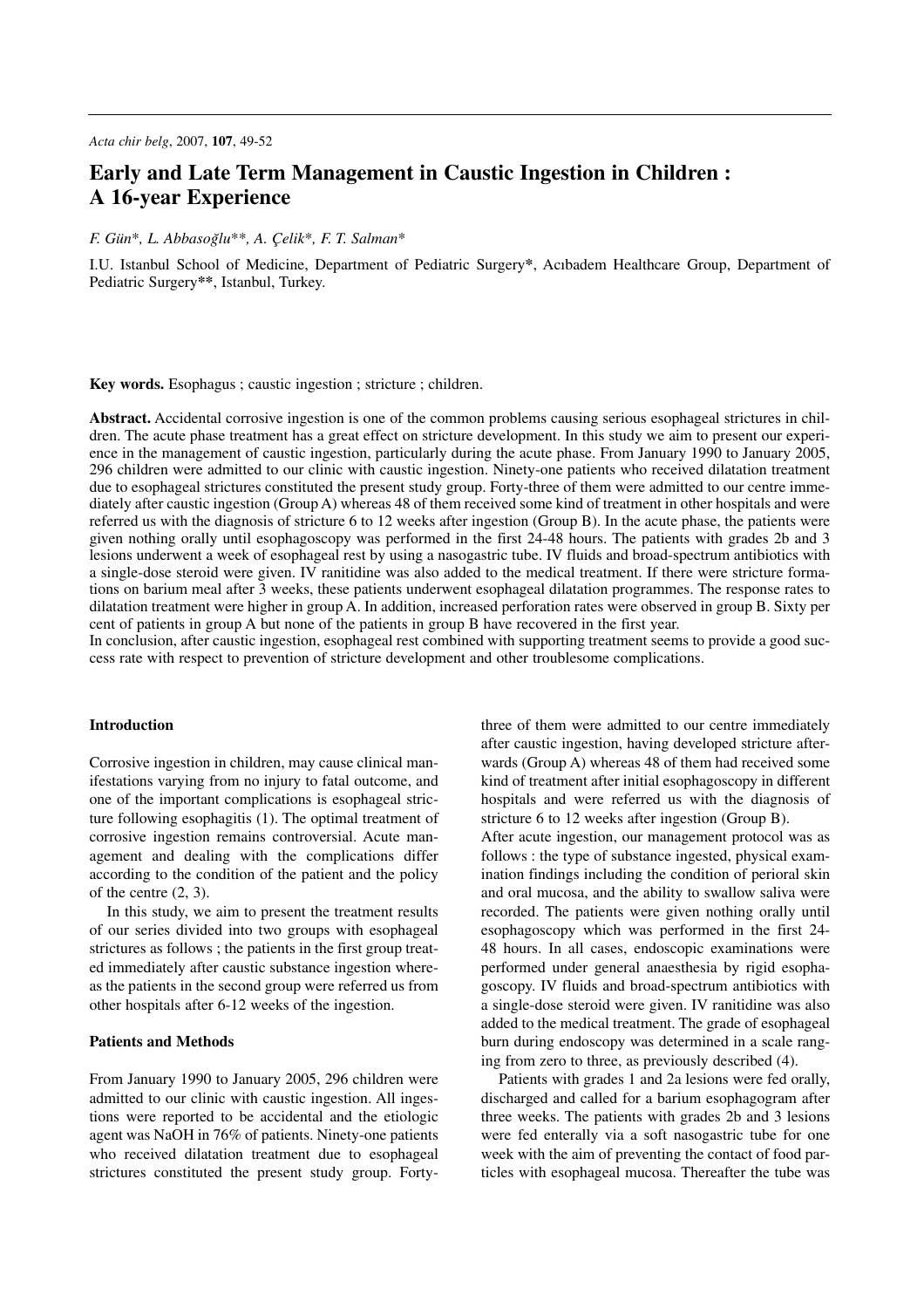# Early and Late Term Management in Caustic Ingestion in Children : A 16-year Experience

*F. Gün\*, L. Abbasoğlu\*\*, A. Çelik\*, F. T. Salman\**

I.U. Istanbul School of Medicine, Department of Pediatric Surgery\*, Acıbadem Healthcare Group, Department of Pediatric Surgery\*\*, Istanbul, Turkey.

**Key words.** Esophagus ; caustic ingestion ; stricture ; children.

**Abstract.** Accidental corrosive ingestion is one of the common problems causing serious esophageal strictures in children. The acute phase treatment has a great effect on stricture development. In this study we aim to present our experience in the management of caustic ingestion, particularly during the acute phase. From January 1990 to January 2005, 296 children were admitted to our clinic with caustic ingestion. Ninety-one patients who received dilatation treatment due to esophageal strictures constituted the present study group. Forty-three of them were admitted to our centre immediately after caustic ingestion (Group A) whereas 48 of them received some kind of treatment in other hospitals and were referred us with the diagnosis of stricture 6 to 12 weeks after ingestion (Group B). In the acute phase, the patients were given nothing orally until esophagoscopy was performed in the first 24-48 hours. The patients with grades 2b and 3 lesions underwent a week of esophageal rest by using a nasogastric tube. IV fluids and broad-spectrum antibiotics with a single-dose steroid were given. IV ranitidine was also added to the medical treatment. If there were stricture formations on barium meal after 3 weeks, these patients underwent esophageal dilatation programmes. The response rates to dilatation treatment were higher in group A. In addition, increased perforation rates were observed in group B. Sixty per cent of patients in group A but none of the patients in group B have recovered in the first year.

In conclusion, after caustic ingestion, esophageal rest combined with supporting treatment seems to provide a good success rate with respect to prevention of stricture development and other troublesome complications.

## Introduction

Corrosive ingestion in children, may cause clinical manifestations varying from no injury to fatal outcome, and one of the important complications is esophageal stricture following esophagitis (1). The optimal treatment of corrosive ingestion remains controversial. Acute management and dealing with the complications differ according to the condition of the patient and the policy of the centre (2, 3).

In this study, we aim to present the treatment results of our series divided into two groups with esophageal strictures as follows ; the patients in the first group treated immediately after caustic substance ingestion whereas the patients in the second group were referred us from other hospitals after 6-12 weeks of the ingestion.

## Patients and Methods

From January 1990 to January 2005, 296 children were admitted to our clinic with caustic ingestion. All ingestions were reported to be accidental and the etiologic agent was NaOH in 76% of patients. Ninety-one patients who received dilatation treatment due to esophageal strictures constituted the present study group. Forty-three of them were admitted to our centre immediately after caustic ingestion, having developed stricture afterwards (Group A) whereas 48 of them had received some kind of treatment after initial esophagoscopy in different hospitals and were referred us with the diagnosis of stricture 6 to 12 weeks after ingestion (Group B).

After acute ingestion, our management protocol was as follows : the type of substance ingested, physical examination findings including the condition of perioral skin and oral mucosa, and the ability to swallow saliva were recorded. The patients were given nothing orally until esophagoscopy which was performed in the first 24-48 hours. In all cases, endoscopic examinations were performed under general anaesthesia by rigid esophagoscopy. IV fluids and broad-spectrum antibiotics with a single-dose steroid were given. IV ranitidine was also added to the medical treatment. The grade of esophageal burn during endoscopy was determined in a scale ranging from zero to three, as previously described (4).

Patients with grades 1 and 2a lesions were fed orally, discharged and called for a barium esophagogram after three weeks. The patients with grades 2b and 3 lesions were fed enterally via a soft nasogastric tube for one week with the aim of preventing the contact of food particles with esophageal mucosa. Thereafter the tube was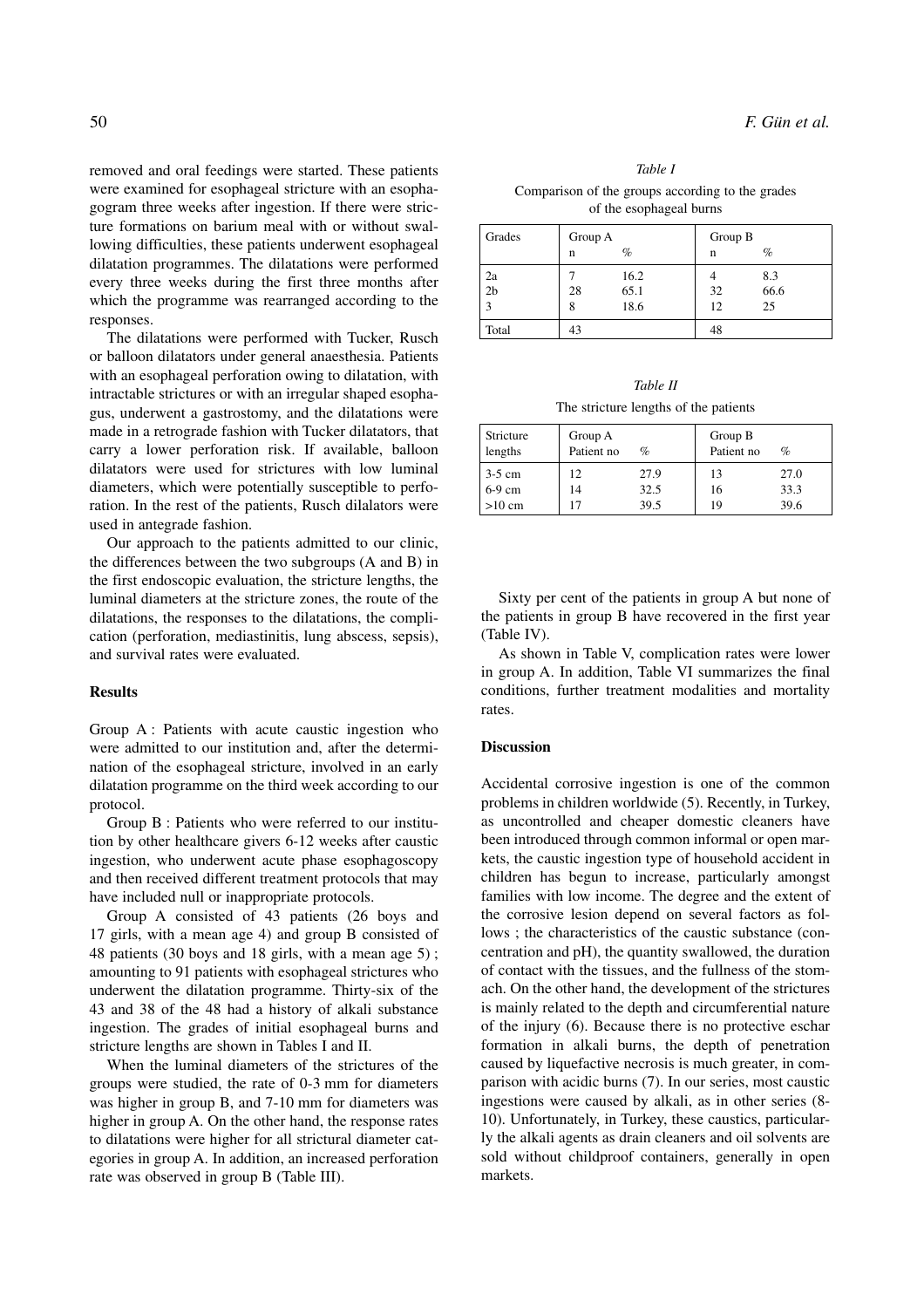removed and oral feedings were started. These patients were examined for esophageal stricture with an esophagogram three weeks after ingestion. If there were stricture formations on barium meal with or without swallowing difficulties, these patients underwent esophageal dilatation programmes. The dilatations were performed every three weeks during the first three months after which the programme was rearranged according to the responses.

The dilatations were performed with Tucker, Rusch or balloon dilatators under general anaesthesia. Patients with an esophageal perforation owing to dilatation, with intractable strictures or with an irregular shaped esophagus, underwent a gastrostomy, and the dilatations were made in a retrograde fashion with Tucker dilatators, that carry a lower perforation risk. If available, balloon dilatators were used for strictures with low luminal diameters, which were potentially susceptible to perforation. In the rest of the patients, Rusch dilalators were used in antegrade fashion.

Our approach to the patients admitted to our clinic, the differences between the two subgroups (A and B) in the first endoscopic evaluation, the stricture lengths, the luminal diameters at the stricture zones, the route of the dilatations, the responses to the dilatations, the complication (perforation, mediastinitis, lung abscess, sepsis), and survival rates were evaluated.

## Results

Group A : Patients with acute caustic ingestion who were admitted to our institution and, after the determination of the esophageal stricture, involved in an early dilatation programme on the third week according to our protocol.

Group B : Patients who were referred to our institution by other healthcare givers 6-12 weeks after caustic ingestion, who underwent acute phase esophagoscopy and then received different treatment protocols that may have included null or inappropriate protocols.

Group A consisted of 43 patients (26 boys and 17 girls, with a mean age 4) and group B consisted of 48 patients (30 boys and 18 girls, with a mean age 5) ; amounting to 91 patients with esophageal strictures who underwent the dilatation programme. Thirty-six of the 43 and 38 of the 48 had a history of alkali substance ingestion. The grades of initial esophageal burns and stricture lengths are shown in Tables I and II.

When the luminal diameters of the strictures of the groups were studied, the rate of 0-3 mm for diameters was higher in group B, and 7-10 mm for diameters was higher in group A. On the other hand, the response rates to dilatations were higher for all strictural diameter categories in group A. In addition, an increased perforation rate was observed in group B (Table III).

*Table I*

Comparison of the groups according to the grades of the esophageal burns

| Grades | Group A | | Group B | |
|---|---|---|---|---|
| | n | % | n | % |
| 2a | 7 | 16.2 | 4 | 8.3 |
| 2b | 28 | 65.1 | 32 | 66.6 |
| 3 | 8 | 18.6 | 12 | 25 |
| Total | 43 | | 48 | |

*Table II*

The stricture lengths of the patients

| Stricture lengths | Group A Patient no | % | Group B Patient no | % |
|---|---|---|---|---|
| 3-5 cm | 12 | 27.9 | 13 | 27.0 |
| 6-9 cm | 14 | 32.5 | 16 | 33.3 |
| >10 cm | 17 | 39.5 | 19 | 39.6 |

Sixty per cent of the patients in group A but none of the patients in group B have recovered in the first year (Table IV).

As shown in Table V, complication rates were lower in group A. In addition, Table VI summarizes the final conditions, further treatment modalities and mortality rates.

## Discussion

Accidental corrosive ingestion is one of the common problems in children worldwide (5). Recently, in Turkey, as uncontrolled and cheaper domestic cleaners have been introduced through common informal or open markets, the caustic ingestion type of household accident in children has begun to increase, particularly amongst families with low income. The degree and the extent of the corrosive lesion depend on several factors as follows ; the characteristics of the caustic substance (concentration and pH), the quantity swallowed, the duration of contact with the tissues, and the fullness of the stomach. On the other hand, the development of the strictures is mainly related to the depth and circumferential nature of the injury (6). Because there is no protective eschar formation in alkali burns, the depth of penetration caused by liquefactive necrosis is much greater, in comparison with acidic burns (7). In our series, most caustic ingestions were caused by alkali, as in other series (8-10). Unfortunately, in Turkey, these caustics, particularly the alkali agents as drain cleaners and oil solvents are sold without childproof containers, generally in open markets.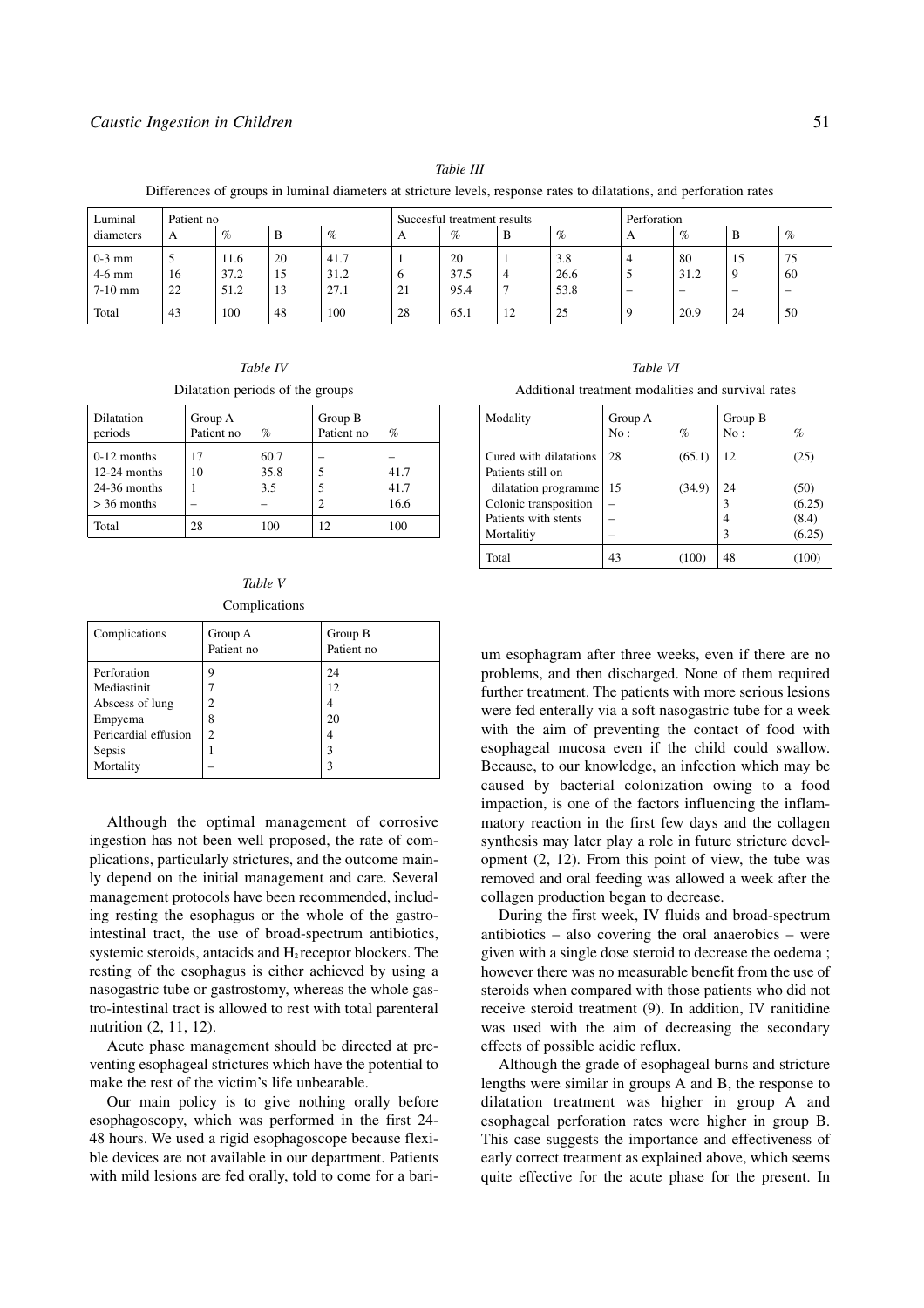*Table III*

Differences of groups in luminal diameters at stricture levels, response rates to dilatations, and perforation rates

| Luminal diameters | Patient no | | | | Succesful treatment results | | | | Perforation | | | |
|---|---|---|---|---|---|---|---|---|---|---|---|---|
| | A | % | B | % | A | % | B | % | A | % | B | % |
| 0-3 mm | 5 | 11.6 | 20 | 41.7 | 1 | 20 | 1 | 3.8 | 4 | 80 | 15 | 75 |
| 4-6 mm | 16 | 37.2 | 15 | 31.2 | 6 | 37.5 | 4 | 26.6 | 5 | 31.2 | 9 | 60 |
| 7-10 mm | 22 | 51.2 | 13 | 27.1 | 21 | 95.4 | 7 | 53.8 | – | – | – | – |
| Total | 43 | 100 | 48 | 100 | 28 | 65.1 | 12 | 25 | 9 | 20.9 | 24 | 50 |

*Table IV*

Dilatation periods of the groups

| Dilatation periods | Group A Patient no | % | Group B Patient no | % |
|---|---|---|---|---|
| 0-12 months | 17 | 60.7 | – | – |
| 12-24 months | 10 | 35.8 | 5 | 41.7 |
| 24-36 months | 1 | 3.5 | 5 | 41.7 |
| > 36 months | – | – | 2 | 16.6 |
| Total | 28 | 100 | 12 | 100 |

*Table V*

Complications

| Complications | Group A Patient no | Group B Patient no |
|---|---|---|
| Perforation | 9 | 24 |
| Mediastinit | 7 | 12 |
| Abscess of lung | 2 | 4 |
| Empyema | 8 | 20 |
| Pericardial effusion | 2 | 4 |
| Sepsis | 1 | 3 |
| Mortality | – | 3 |

*Table VI*

Additional treatment modalities and survival rates

| Modality | Group A No : | % | Group B No : | % |
|---|---|---|---|---|
| Cured with dilatations | 28 | (65.1) | 12 | (25) |
| Patients still on dilatation programme | 15 | (34.9) | 24 | (50) |
| Colonic transposition | – | | 3 | (6.25) |
| Patients with stents | – | | 4 | (8.4) |
| Mortalitiy | – | | 3 | (6.25) |
| Total | 43 | (100) | 48 | (100) |

Although the optimal management of corrosive ingestion has not been well proposed, the rate of complications, particularly strictures, and the outcome mainly depend on the initial management and care. Several management protocols have been recommended, including resting the esophagus or the whole of the gastrointestinal tract, the use of broad-spectrum antibiotics, systemic steroids, antacids and $H_2$ receptor blockers. The resting of the esophagus is either achieved by using a nasogastric tube or gastrostomy, whereas the whole gastro-intestinal tract is allowed to rest with total parenteral nutrition (2, 11, 12).

Acute phase management should be directed at preventing esophageal strictures which have the potential to make the rest of the victim's life unbearable.

Our main policy is to give nothing orally before esophagoscopy, which was performed in the first 24-48 hours. We used a rigid esophagoscope because flexible devices are not available in our department. Patients with mild lesions are fed orally, told to come for a barium esophagram after three weeks, even if there are no problems, and then discharged. None of them required further treatment. The patients with more serious lesions were fed enterally via a soft nasogastric tube for a week with the aim of preventing the contact of food with esophageal mucosa even if the child could swallow. Because, to our knowledge, an infection which may be caused by bacterial colonization owing to a food impaction, is one of the factors influencing the inflammatory reaction in the first few days and the collagen synthesis may later play a role in future stricture development (2, 12). From this point of view, the tube was removed and oral feeding was allowed a week after the collagen production began to decrease.

During the first week, IV fluids and broad-spectrum antibiotics – also covering the oral anaerobics – were given with a single dose steroid to decrease the oedema ; however there was no measurable benefit from the use of steroids when compared with those patients who did not receive steroid treatment (9). In addition, IV ranitidine was used with the aim of decreasing the secondary effects of possible acidic reflux.

Although the grade of esophageal burns and stricture lengths were similar in groups A and B, the response to dilatation treatment was higher in group A and esophageal perforation rates were higher in group B. This case suggests the importance and effectiveness of early correct treatment as explained above, which seems quite effective for the acute phase for the present. In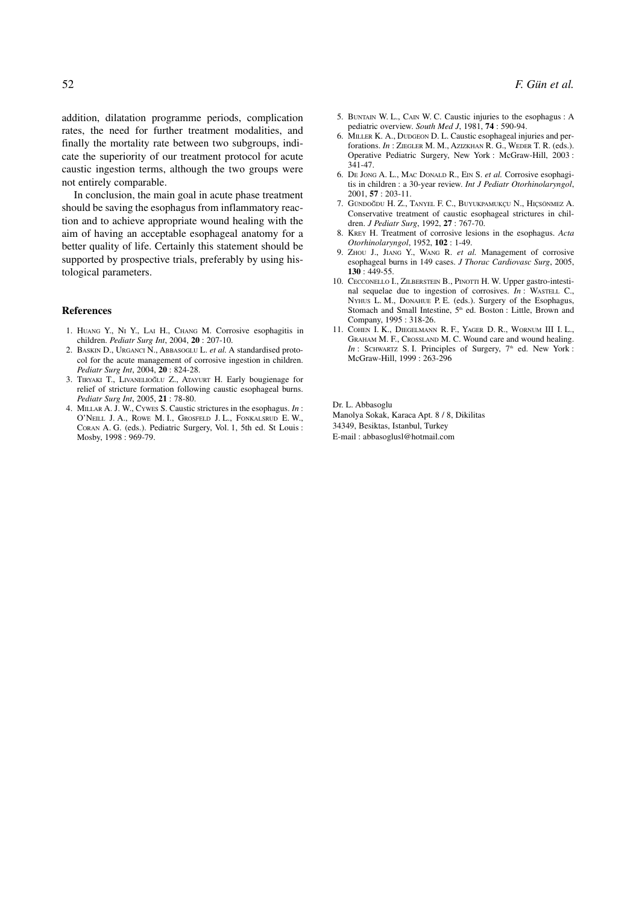addition, dilatation programme periods, complication rates, the need for further treatment modalities, and finally the mortality rate between two subgroups, indicate the superiority of our treatment protocol for acute caustic ingestion terms, although the two groups were not entirely comparable.

In conclusion, the main goal in acute phase treatment should be saving the esophagus from inflammatory reaction and to achieve appropriate wound healing with the aim of having an acceptable esophageal anatomy for a better quality of life. Certainly this statement should be supported by prospective trials, preferably by using histological parameters.

## References

1. Huang Y., Ni Y., Lai H., Chang M. Corrosive esophagitis in children. *Pediatr Surg Int*, 2004, **20** : 207-10.
2. Baskin D., Urganci N., Abbasoglu L. *et al.* A standardised protocol for the acute management of corrosive ingestion in children. *Pediatr Surg Int*, 2004, **20** : 824-28.
3. Tiryaki T., Livanelioğlu Z., Atayurt H. Early bougienage for relief of stricture formation following caustic esophageal burns. *Pediatr Surg Int*, 2005, **21** : 78-80.
4. Millar A. J. W., Cywes S. Caustic strictures in the esophagus. *In* : O'Neill J. A., Rowe M. I., Grosfeld J. L., Fonkalsrud E. W., Coran A. G. (eds.). Pediatric Surgery, Vol. 1, 5th ed. St Louis : Mosby, 1998 : 969-79.
5. Buntain W. L., Cain W. C. Caustic injuries to the esophagus : A pediatric overview. *South Med J*, 1981, **74** : 590-94.
6. Miller K. A., Dudgeon D. L. Caustic esophageal injuries and perforations. *In* : Ziegler M. M., Azizkhan R. G., Weder T. R. (eds.). Operative Pediatric Surgery, New York : McGraw-Hill, 2003 : 341-47.
6. De Jong A. L., Mac Donald R., Ein S. *et al.* Corrosive esophagitis in children : a 30-year review. *Int J Pediatr Otorhinolaryngol*, 2001, **57** : 203-11.
7. Gündoğdu H. Z., Tanyel F. C., Buyukpamukçu N., Hiçsönmez A. Conservative treatment of caustic esophageal strictures in children. *J Pediatr Surg*, 1992, **27** : 767-70.
8. Krey H. Treatment of corrosive lesions in the esophagus. *Acta Otorhinolaryngol*, 1952, **102** : 1-49.
9. Zhou J., Jiang Y., Wang R. *et al.* Management of corrosive esophageal burns in 149 cases. *J Thorac Cardiovasc Surg*, 2005, **130** : 449-55.
10. Cecconello I., Zilberstein B., Pinotti H. W. Upper gastro-intestinal sequelae due to ingestion of corrosives. *In* : Wastell C., Nyhus L. M., Donahue P. E. (eds.). Surgery of the Esophagus, Stomach and Small Intestine, 5th ed. Boston : Little, Brown and Company, 1995 : 318-26.
11. Cohen I. K., Diegelmann R. F., Yager D. R., Wornum III I. L., Graham M. F., Crossland M. C. Wound care and wound healing. *In* : Schwartz S. I. Principles of Surgery, 7th ed. New York : McGraw-Hill, 1999 : 263-296

Dr. L. Abbasoglu
Manolya Sokak, Karaca Apt. 8 / 8, Dikilitas
34349, Besiktas, Istanbul, Turkey
E-mail : abbasoglusl@hotmail.com